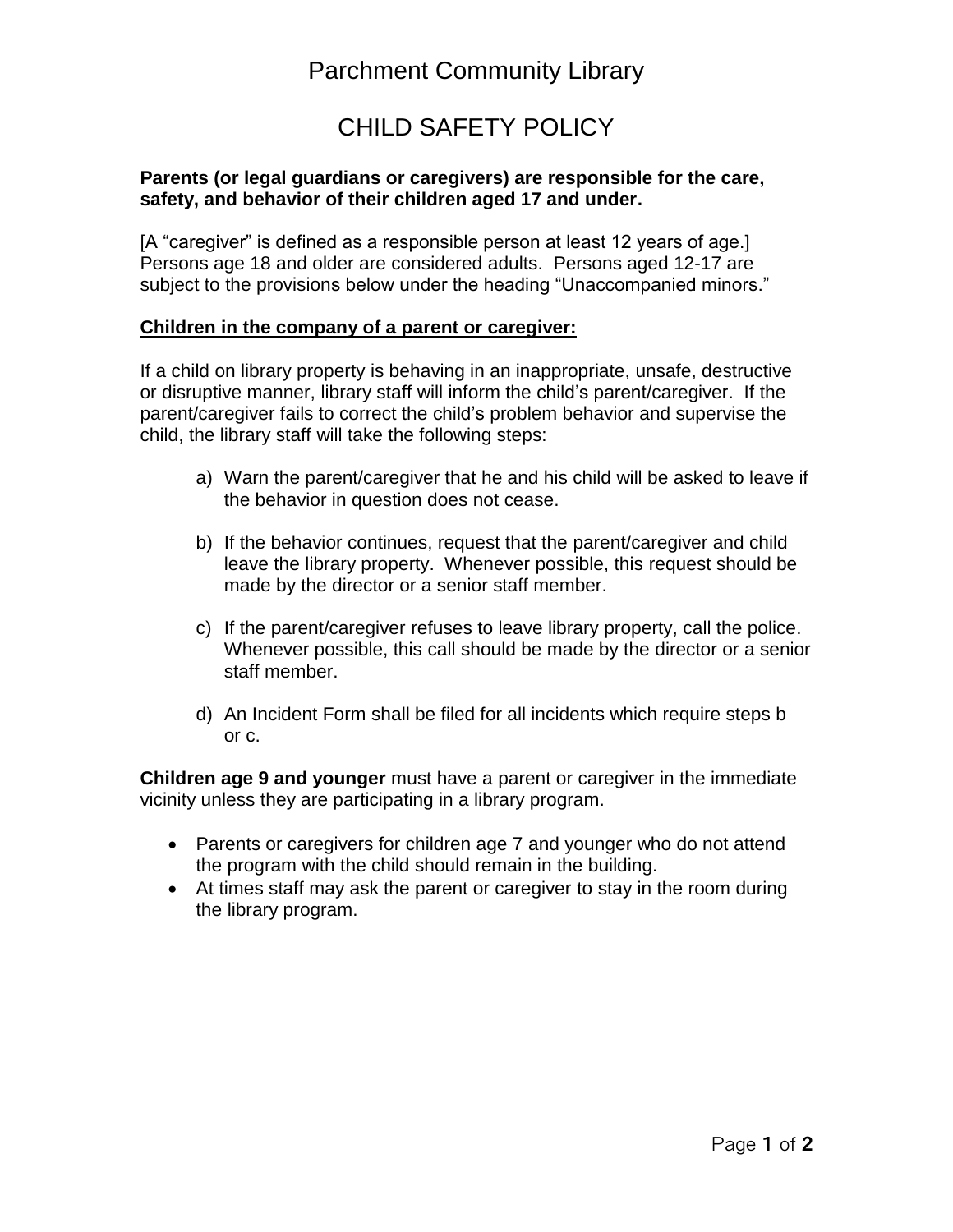# Parchment Community Library

## CHILD SAFETY POLICY

**Parents (or legal guardians or caregivers) are responsible for the care, safety, and behavior of their children aged 17 and under.**

[A "caregiver" is defined as a responsible person at least 12 years of age.] Persons age 18 and older are considered adults. Persons aged 12-17 are subject to the provisions below under the heading "Unaccompanied minors."

**Children in the company of a parent or caregiver:**

If a child on library property is behaving in an inappropriate, unsafe, destructive or disruptive manner, library staff will inform the child's parent/caregiver. If the parent/caregiver fails to correct the child's problem behavior and supervise the child, the library staff will take the following steps:

a) Warn the parent/caregiver that he and his child will be asked to leave if the behavior in question does not cease.

b) If the behavior continues, request that the parent/caregiver and child leave the library property. Whenever possible, this request should be made by the director or a senior staff member.

c) If the parent/caregiver refuses to leave library property, call the police. Whenever possible, this call should be made by the director or a senior staff member.

d) An Incident Form shall be filed for all incidents which require steps b or c.

**Children age 9 and younger** must have a parent or caregiver in the immediate vicinity unless they are participating in a library program.

- Parents or caregivers for children age 7 and younger who do not attend the program with the child should remain in the building.
- At times staff may ask the parent or caregiver to stay in the room during the library program.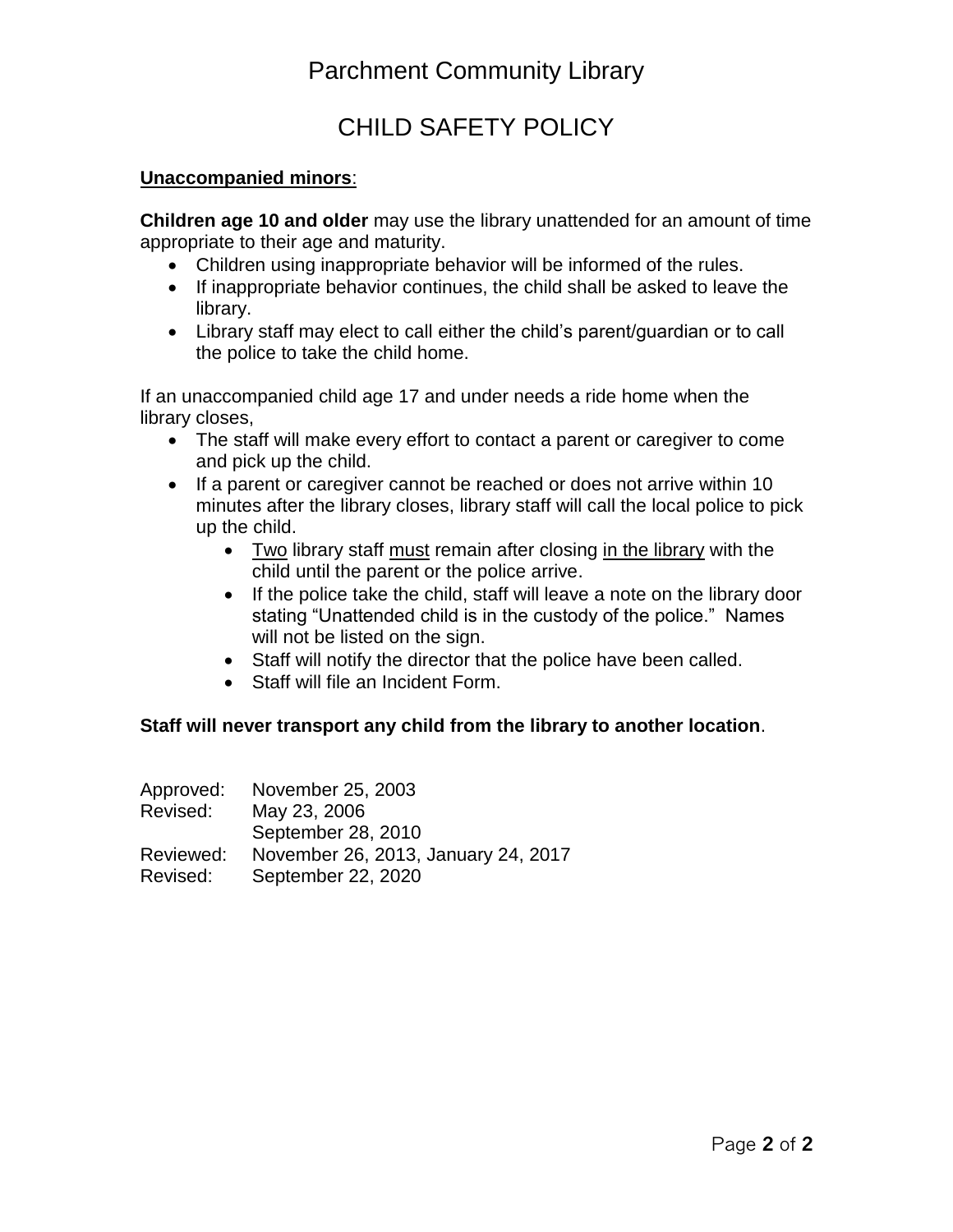# Parchment Community Library

## CHILD SAFETY POLICY

**Unaccompanied minors**:

**Children age 10 and older** may use the library unattended for an amount of time appropriate to their age and maturity.

- Children using inappropriate behavior will be informed of the rules.
- If inappropriate behavior continues, the child shall be asked to leave the library.
- Library staff may elect to call either the child's parent/guardian or to call the police to take the child home.

If an unaccompanied child age 17 and under needs a ride home when the library closes,

- The staff will make every effort to contact a parent or caregiver to come and pick up the child.
- If a parent or caregiver cannot be reached or does not arrive within 10 minutes after the library closes, library staff will call the local police to pick up the child.
  - <u>Two</u> library staff <u>must</u> remain after closing <u>in the library</u> with the child until the parent or the police arrive.
  - If the police take the child, staff will leave a note on the library door stating "Unattended child is in the custody of the police." Names will not be listed on the sign.
  - Staff will notify the director that the police have been called.
  - Staff will file an Incident Form.

**Staff will never transport any child from the library to another location**.

Approved: November 25, 2003
Revised: May 23, 2006
September 28, 2010
Reviewed: November 26, 2013, January 24, 2017
Revised: September 22, 2020